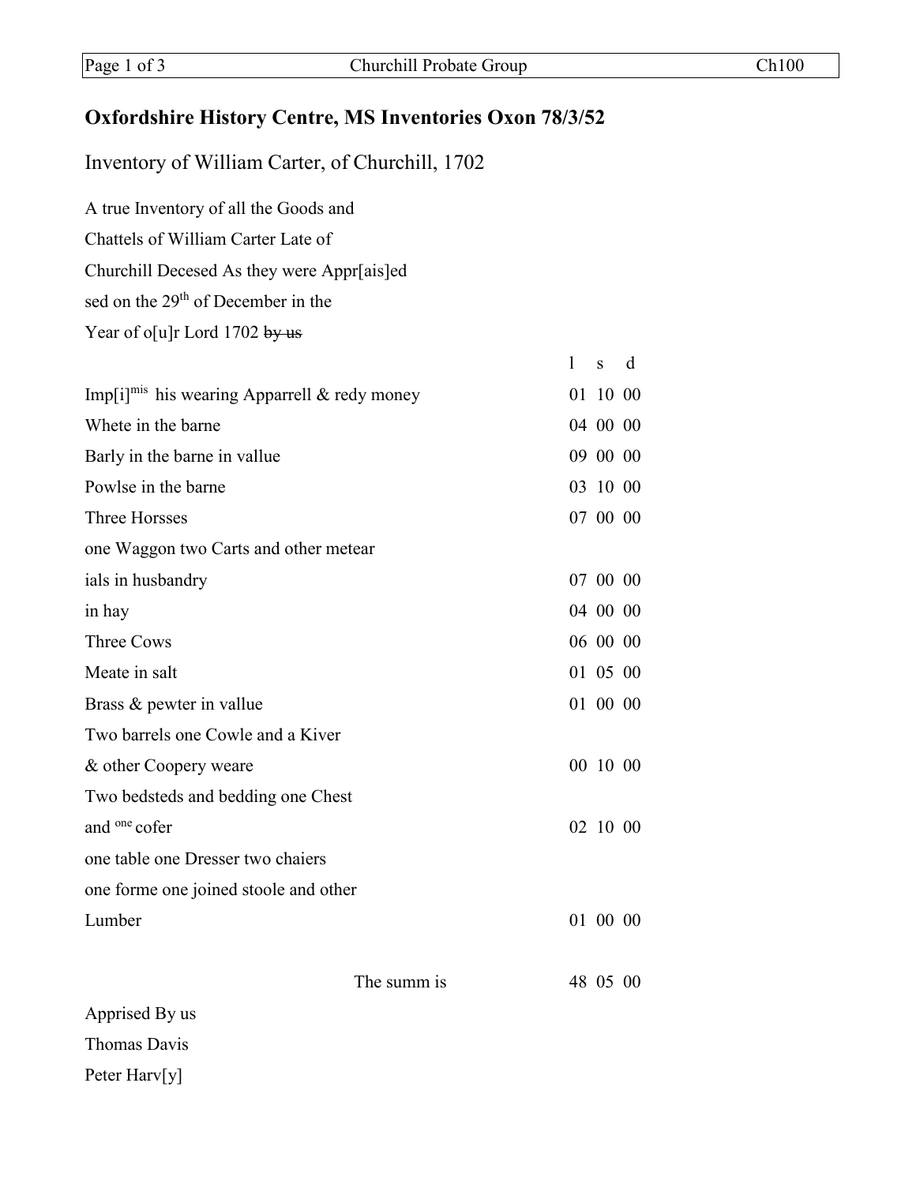# Oxfordshire History Centre, MS Inventories Oxon 78/3/52

## Inventory of William Carter, of Churchill, 1702

A true Inventory of all the Goods and
Chattels of William Carter Late of
Churchill Decesed As they were Appr[ais]ed
sed on the 29th of December in the
Year of o[u]r Lord 1702 ~~by us~~

| | l | s | d |
|---|---|---|---|
| Imp[i]mis his wearing Apparrell & redy money | 01 | 10 | 00 |
| Whete in the barne | 04 | 00 | 00 |
| Barly in the barne in vallue | 09 | 00 | 00 |
| Powlse in the barne | 03 | 10 | 00 |
| Three Horsses | 07 | 00 | 00 |
| one Waggon two Carts and other metear ials in husbandry | 07 | 00 | 00 |
| in hay | 04 | 00 | 00 |
| Three Cows | 06 | 00 | 00 |
| Meate in salt | 01 | 05 | 00 |
| Brass & pewter in vallue | 01 | 00 | 00 |
| Two barrels one Cowle and a Kiver & other Coopery weare | 00 | 10 | 00 |
| Two bedsteds and bedding one Chest and one cofer | 02 | 10 | 00 |
| one table one Dresser two chaiers one forme one joined stoole and other Lumber | 01 | 00 | 00 |
| The summ is | 48 | 05 | 00 |

Apprised By us
Thomas Davis
Peter Harv[y]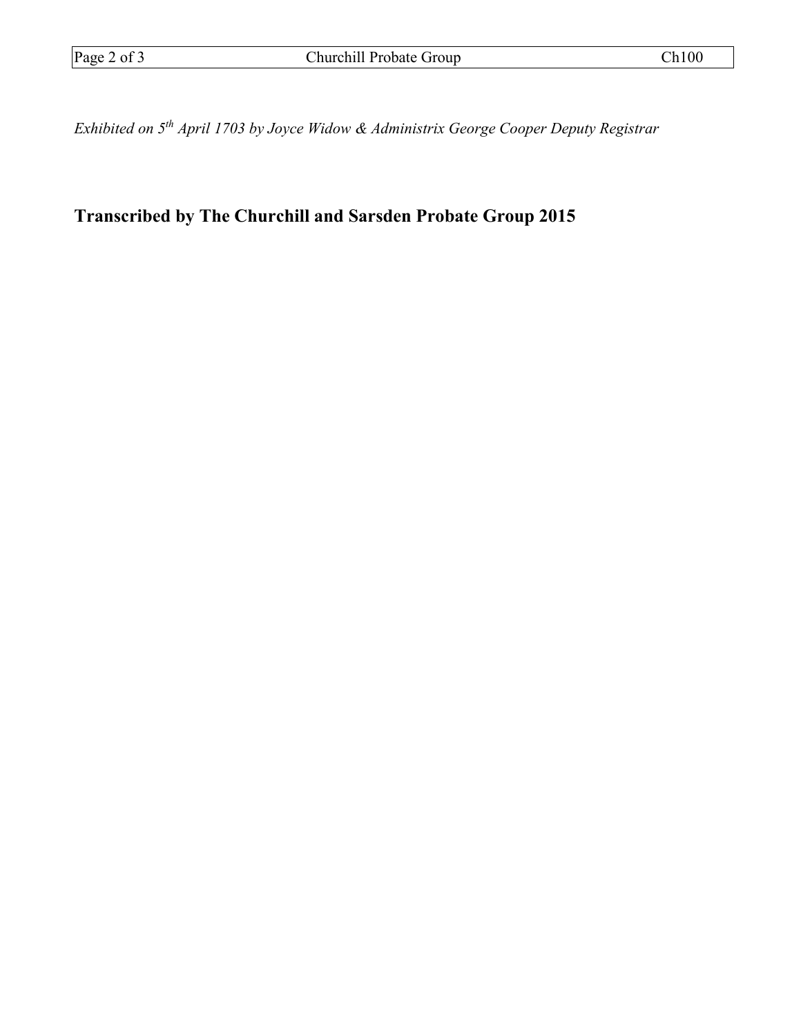*Exhibited on 5th April 1703 by Joyce Widow & Administrix George Cooper Deputy Registrar*

**Transcribed by The Churchill and Sarsden Probate Group 2015**